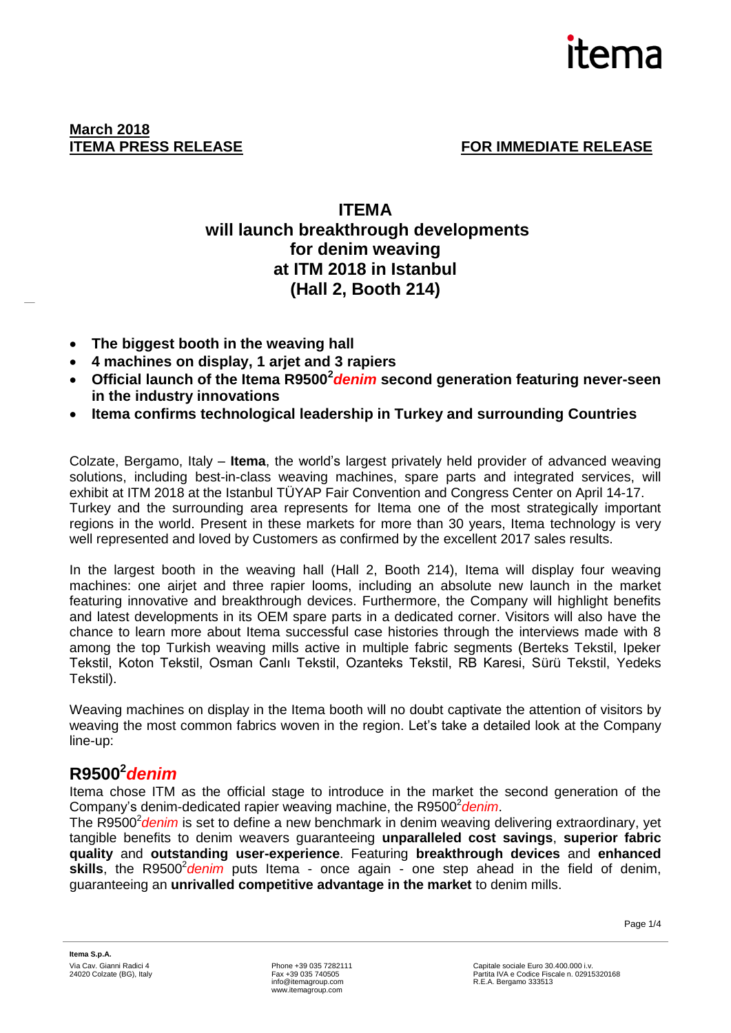**March 2018**
**ITEMA PRESS RELEASE** **FOR IMMEDIATE RELEASE**

# ITEMA will launch breakthrough developments for denim weaving at ITM 2018 in Istanbul (Hall 2, Booth 214)

- **The biggest booth in the weaving hall**
- **4 machines on display, 1 arjet and 3 rapiers**
- **Official launch of the Itema R9500²*denim* second generation featuring never-seen in the industry innovations**
- **Itema confirms technological leadership in Turkey and surrounding Countries**

Colzate, Bergamo, Italy – **Itema**, the world's largest privately held provider of advanced weaving solutions, including best-in-class weaving machines, spare parts and integrated services, will exhibit at ITM 2018 at the Istanbul TÜYAP Fair Convention and Congress Center on April 14-17.
Turkey and the surrounding area represents for Itema one of the most strategically important regions in the world. Present in these markets for more than 30 years, Itema technology is very well represented and loved by Customers as confirmed by the excellent 2017 sales results.

In the largest booth in the weaving hall (Hall 2, Booth 214), Itema will display four weaving machines: one airjet and three rapier looms, including an absolute new launch in the market featuring innovative and breakthrough devices. Furthermore, the Company will highlight benefits and latest developments in its OEM spare parts in a dedicated corner. Visitors will also have the chance to learn more about Itema successful case histories through the interviews made with 8 among the top Turkish weaving mills active in multiple fabric segments (Berteks Tekstil, Ipeker Tekstil, Koton Tekstil, Osman Canlı Tekstil, Ozanteks Tekstil, RB Karesi, Sürü Tekstil, Yedeks Tekstil).

Weaving machines on display in the Itema booth will no doubt captivate the attention of visitors by weaving the most common fabrics woven in the region. Let's take a detailed look at the Company line-up:

## R9500²*denim*

Itema chose ITM as the official stage to introduce in the market the second generation of the Company's denim-dedicated rapier weaving machine, the R9500²*denim*.
The R9500²*denim* is set to define a new benchmark in denim weaving delivering extraordinary, yet tangible benefits to denim weavers guaranteeing **unparalleled cost savings**, **superior fabric quality** and **outstanding user-experience**. Featuring **breakthrough devices** and **enhanced skills**, the R9500²*denim* puts Itema - once again - one step ahead in the field of denim, guaranteeing an **unrivalled competitive advantage in the market** to denim mills.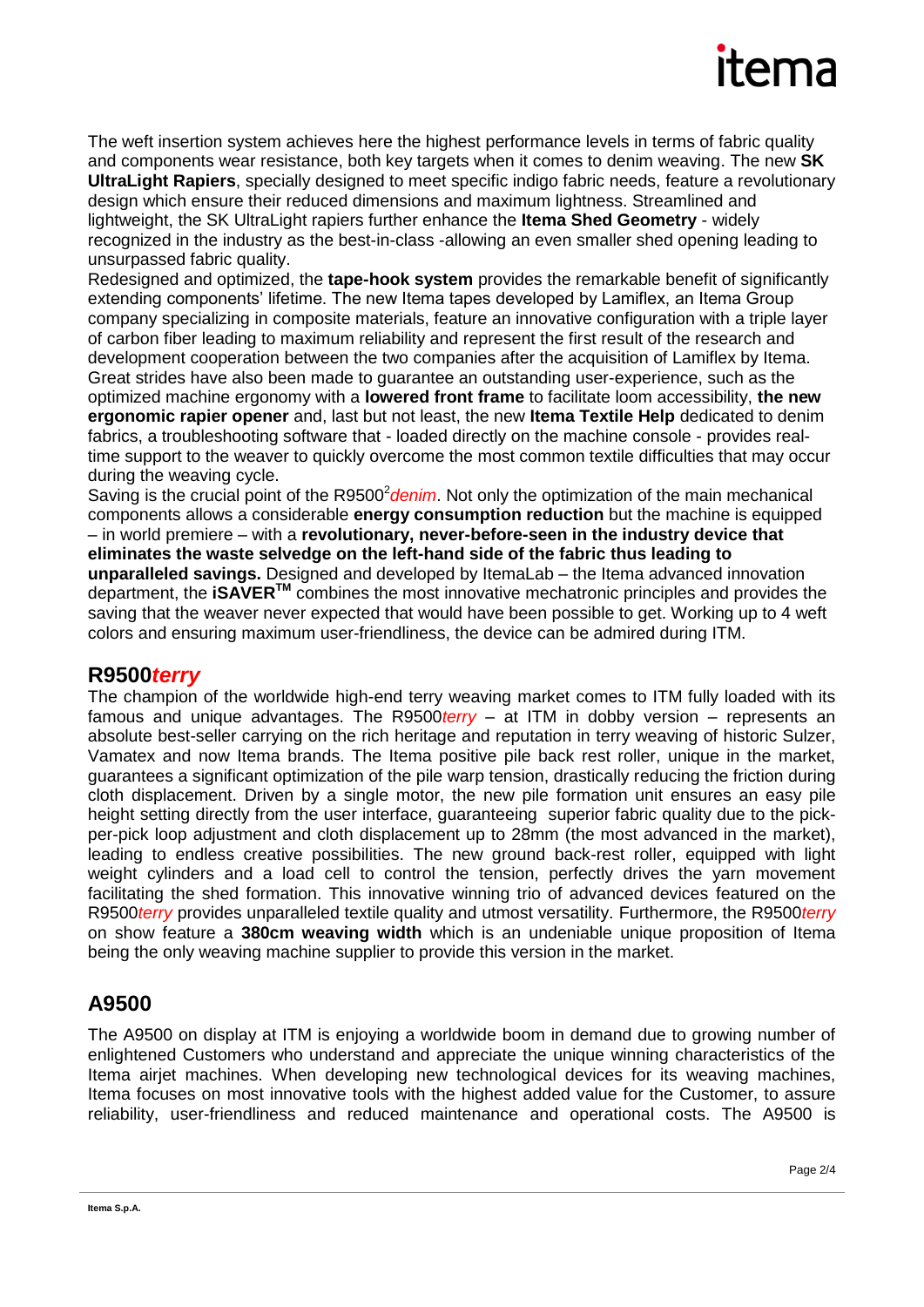The weft insertion system achieves here the highest performance levels in terms of fabric quality and components wear resistance, both key targets when it comes to denim weaving. The new **SK UltraLight Rapiers**, specially designed to meet specific indigo fabric needs, feature a revolutionary design which ensure their reduced dimensions and maximum lightness. Streamlined and lightweight, the SK UltraLight rapiers further enhance the **Itema Shed Geometry** - widely recognized in the industry as the best-in-class -allowing an even smaller shed opening leading to unsurpassed fabric quality.

Redesigned and optimized, the **tape-hook system** provides the remarkable benefit of significantly extending components' lifetime. The new Itema tapes developed by Lamiflex, an Itema Group company specializing in composite materials, feature an innovative configuration with a triple layer of carbon fiber leading to maximum reliability and represent the first result of the research and development cooperation between the two companies after the acquisition of Lamiflex by Itema.

Great strides have also been made to guarantee an outstanding user-experience, such as the optimized machine ergonomy with a **lowered front frame** to facilitate loom accessibility, **the new ergonomic rapier opener** and, last but not least, the new **Itema Textile Help** dedicated to denim fabrics, a troubleshooting software that - loaded directly on the machine console - provides real-time support to the weaver to quickly overcome the most common textile difficulties that may occur during the weaving cycle.

Saving is the crucial point of the R9500$^2$*denim*. Not only the optimization of the main mechanical components allows a considerable **energy consumption reduction** but the machine is equipped – in world premiere – with a **revolutionary, never-before-seen in the industry device that eliminates the waste selvedge on the left-hand side of the fabric thus leading to unparalleled savings.** Designed and developed by ItemaLab – the Itema advanced innovation department, the **iSAVER™** combines the most innovative mechatronic principles and provides the saving that the weaver never expected that would have been possible to get. Working up to 4 weft colors and ensuring maximum user-friendliness, the device can be admired during ITM.

## R9500*terry*

The champion of the worldwide high-end terry weaving market comes to ITM fully loaded with its famous and unique advantages. The R9500*terry* – at ITM in dobby version – represents an absolute best-seller carrying on the rich heritage and reputation in terry weaving of historic Sulzer, Vamatex and now Itema brands. The Itema positive pile back rest roller, unique in the market, guarantees a significant optimization of the pile warp tension, drastically reducing the friction during cloth displacement. Driven by a single motor, the new pile formation unit ensures an easy pile height setting directly from the user interface, guaranteeing superior fabric quality due to the pick-per-pick loop adjustment and cloth displacement up to 28mm (the most advanced in the market), leading to endless creative possibilities. The new ground back-rest roller, equipped with light weight cylinders and a load cell to control the tension, perfectly drives the yarn movement facilitating the shed formation. This innovative winning trio of advanced devices featured on the R9500*terry* provides unparalleled textile quality and utmost versatility. Furthermore, the R9500*terry* on show feature a **380cm weaving width** which is an undeniable unique proposition of Itema being the only weaving machine supplier to provide this version in the market.

## A9500

The A9500 on display at ITM is enjoying a worldwide boom in demand due to growing number of enlightened Customers who understand and appreciate the unique winning characteristics of the Itema airjet machines. When developing new technological devices for its weaving machines, Itema focuses on most innovative tools with the highest added value for the Customer, to assure reliability, user-friendliness and reduced maintenance and operational costs. The A9500 is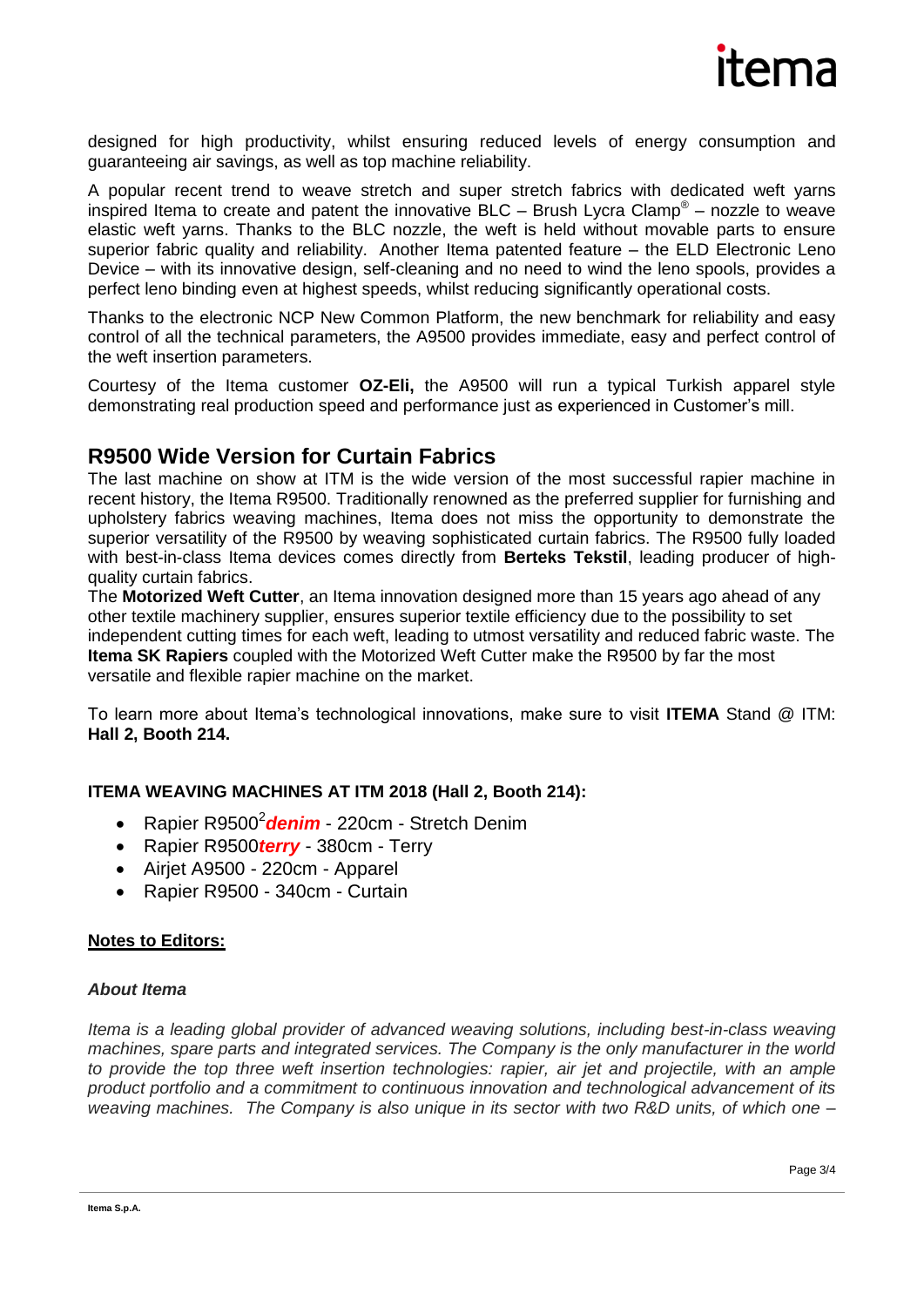designed for high productivity, whilst ensuring reduced levels of energy consumption and guaranteeing air savings, as well as top machine reliability.

A popular recent trend to weave stretch and super stretch fabrics with dedicated weft yarns inspired Itema to create and patent the innovative BLC – Brush Lycra Clamp® – nozzle to weave elastic weft yarns. Thanks to the BLC nozzle, the weft is held without movable parts to ensure superior fabric quality and reliability. Another Itema patented feature – the ELD Electronic Leno Device – with its innovative design, self-cleaning and no need to wind the leno spools, provides a perfect leno binding even at highest speeds, whilst reducing significantly operational costs.

Thanks to the electronic NCP New Common Platform, the new benchmark for reliability and easy control of all the technical parameters, the A9500 provides immediate, easy and perfect control of the weft insertion parameters.

Courtesy of the Itema customer **OZ-Eli,** the A9500 will run a typical Turkish apparel style demonstrating real production speed and performance just as experienced in Customer's mill.

## R9500 Wide Version for Curtain Fabrics

The last machine on show at ITM is the wide version of the most successful rapier machine in recent history, the Itema R9500. Traditionally renowned as the preferred supplier for furnishing and upholstery fabrics weaving machines, Itema does not miss the opportunity to demonstrate the superior versatility of the R9500 by weaving sophisticated curtain fabrics. The R9500 fully loaded with best-in-class Itema devices comes directly from **Berteks Tekstil**, leading producer of high-quality curtain fabrics.

The **Motorized Weft Cutter**, an Itema innovation designed more than 15 years ago ahead of any other textile machinery supplier, ensures superior textile efficiency due to the possibility to set independent cutting times for each weft, leading to utmost versatility and reduced fabric waste. The **Itema SK Rapiers** coupled with the Motorized Weft Cutter make the R9500 by far the most versatile and flexible rapier machine on the market.

To learn more about Itema's technological innovations, make sure to visit **ITEMA** Stand @ ITM: **Hall 2, Booth 214.**

**ITEMA WEAVING MACHINES AT ITM 2018 (Hall 2, Booth 214):**

- Rapier R9500$^2$***denim*** - 220cm - Stretch Denim
- Rapier R9500***terry*** - 380cm - Terry
- Airjet A9500 - 220cm - Apparel
- Rapier R9500 - 340cm - Curtain

**Notes to Editors:**

***About Itema***

*Itema is a leading global provider of advanced weaving solutions, including best-in-class weaving machines, spare parts and integrated services. The Company is the only manufacturer in the world to provide the top three weft insertion technologies: rapier, air jet and projectile, with an ample product portfolio and a commitment to continuous innovation and technological advancement of its weaving machines. The Company is also unique in its sector with two R&D units, of which one –*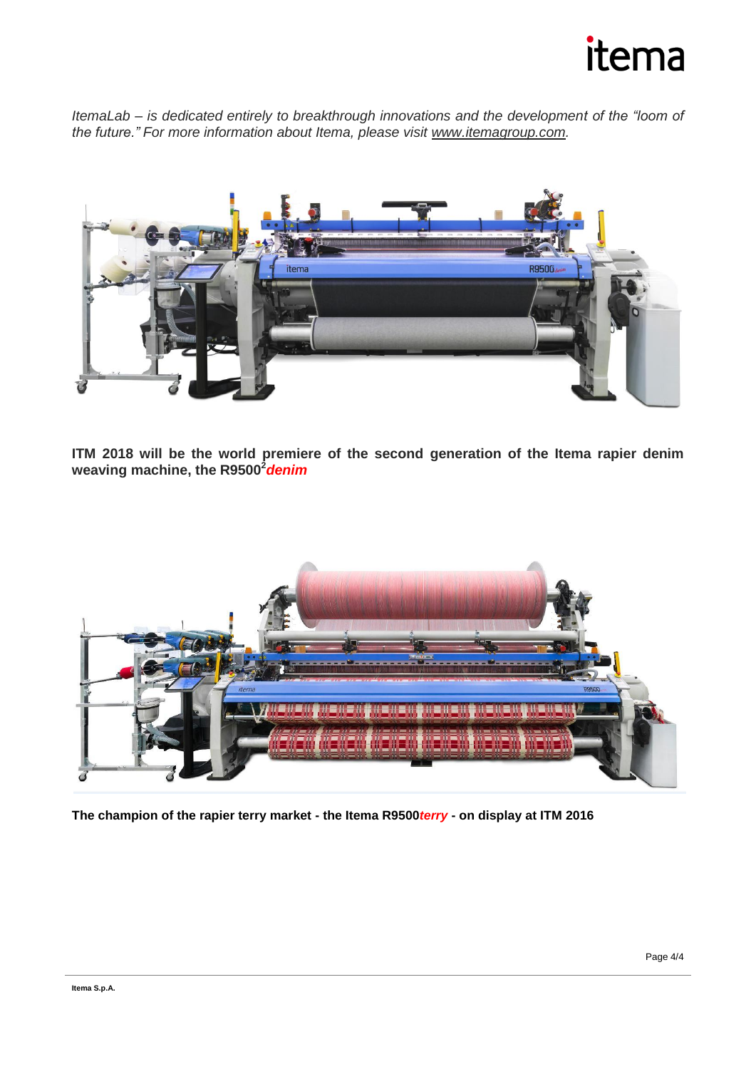*ItemaLab – is dedicated entirely to breakthrough innovations and the development of the "loom of the future." For more information about Itema, please visit www.itemagroup.com.*

**ITM 2018 will be the world premiere of the second generation of the Itema rapier denim weaving machine, the R9500$^2$*denim***

**The champion of the rapier terry market - the Itema R9500*terry* - on display at ITM 2016**